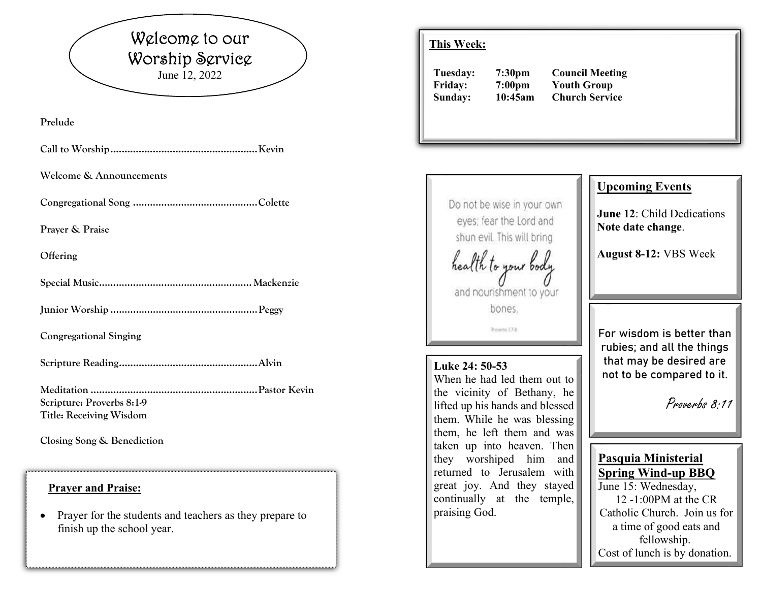# Welcome to our Worship Service

June 12, 2022

**Prelude**

**Call to Worship....................................................Kevin**

**Welcome & Announcements**

**Congregational Song ............................................Colette**

**Prayer & Praise**

**Offering**

**Special Music......................................................Mackenzie**

**Junior Worship ....................................................Peggy**

**Congregational Singing**

**Scripture Reading.................................................Alvin**

**Meditation ...........................................................Pastor Kevin**
**Scripture: Proverbs 8:1-9**
**Title: Receiving Wisdom**

**Closing Song & Benediction**

## Prayer and Praise:

- Prayer for the students and teachers as they prepare to finish up the school year.

## This Week:

| | | |
|---|---|---|
| **Tuesday:** | **7:30pm** | **Council Meeting** |
| **Friday:** | **7:00pm** | **Youth Group** |
| **Sunday:** | **10:45am** | **Church Service** |

Do not be wise in your own eyes; fear the Lord and shun evil. This will bring *health to your body* and nourishment to your bones.

Proverbs 3:7-8

**Luke 24: 50-53**
When he had led them out to the vicinity of Bethany, he lifted up his hands and blessed them. While he was blessing them, he left them and was taken up into heaven. Then they worshiped him and returned to Jerusalem with great joy. And they stayed continually at the temple, praising God.

## Upcoming Events

**June 12**: Child Dedications **Note date change**.

**August 8-12:** VBS Week

For wisdom is better than rubies; and all the things that may be desired are not to be compared to it.

*Proverbs 8:11*

## Pasquia Ministerial Spring Wind-up BBQ

June 15: Wednesday,
12 -1:00PM at the CR Catholic Church. Join us for a time of good eats and fellowship.
Cost of lunch is by donation.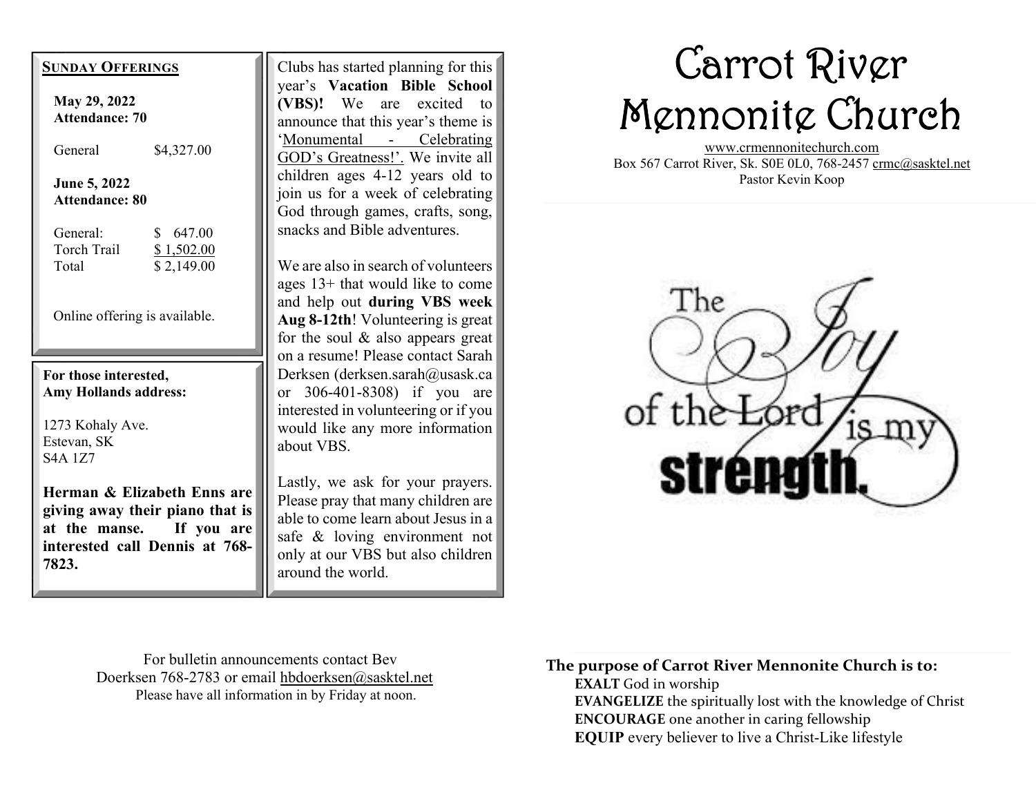**SUNDAY OFFERINGS**

**May 29, 2022**
**Attendance: 70**

| | |
|---|---|
| General | $4,327.00 |

**June 5, 2022**
**Attendance: 80**

| | |
|---|---|
| General: | $ 647.00 |
| Torch Trail | $ 1,502.00 |
| Total | $ 2,149.00 |

Online offering is available.

**For those interested,**
**Amy Hollands address:**

1273 Kohaly Ave.
Estevan, SK
S4A 1Z7

**Herman & Elizabeth Enns are giving away their piano that is at the manse. If you are interested call Dennis at 768-7823.**

Clubs has started planning for this year's **Vacation Bible School (VBS)!** We are excited to announce that this year's theme is 'Monumental - Celebrating GOD's Greatness!'. We invite all children ages 4-12 years old to join us for a week of celebrating God through games, crafts, song, snacks and Bible adventures.

We are also in search of volunteers ages 13+ that would like to come and help out **during VBS week Aug 8-12th**! Volunteering is great for the soul & also appears great on a resume! Please contact Sarah Derksen (derksen.sarah@usask.ca or 306-401-8308) if you are interested in volunteering or if you would like any more information about VBS.

Lastly, we ask for your prayers. Please pray that many children are able to come learn about Jesus in a safe & loving environment not only at our VBS but also children around the world.

For bulletin announcements contact Bev Doerksen 768-2783 or email hbdoerksen@sasktel.net
Please have all information in by Friday at noon.

# Carrot River Mennonite Church

www.crmennonitechurch.com
Box 567 Carrot River, Sk. S0E 0L0, 768-2457 crmc@sasktel.net
Pastor Kevin Koop

The Joy of the Lord is my strength.

**The purpose of Carrot River Mennonite Church is to:**

**EXALT** God in worship
**EVANGELIZE** the spiritually lost with the knowledge of Christ
**ENCOURAGE** one another in caring fellowship
**EQUIP** every believer to live a Christ-Like lifestyle